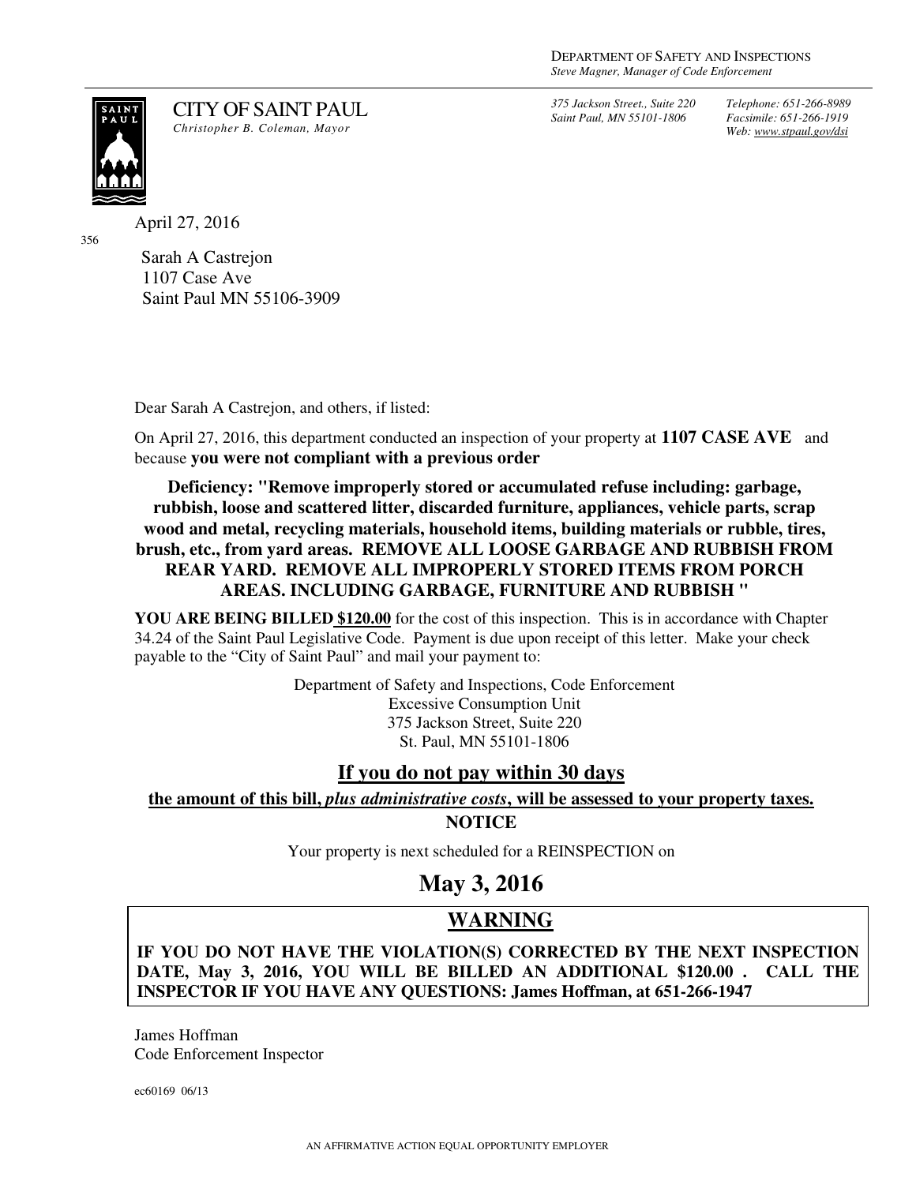DEPARTMENT OF SAFETY AND INSPECTIONS
*Steve Magner, Manager of Code Enforcement*

CITY OF SAINT PAUL
*Christopher B. Coleman, Mayor*

*375 Jackson Street., Suite 220*
*Saint Paul, MN 55101-1806*

*Telephone: 651-266-8989*
*Facsimile: 651-266-1919*
*Web: www.stpaul.gov/dsi*

April 27, 2016

356

Sarah A Castrejon
1107 Case Ave
Saint Paul MN 55106-3909

Dear Sarah A Castrejon, and others, if listed:

On April 27, 2016, this department conducted an inspection of your property at **1107 CASE AVE** and because **you were not compliant with a previous order**

**Deficiency: "Remove improperly stored or accumulated refuse including: garbage, rubbish, loose and scattered litter, discarded furniture, appliances, vehicle parts, scrap wood and metal, recycling materials, household items, building materials or rubble, tires, brush, etc., from yard areas. REMOVE ALL LOOSE GARBAGE AND RUBBISH FROM REAR YARD. REMOVE ALL IMPROPERLY STORED ITEMS FROM PORCH AREAS. INCLUDING GARBAGE, FURNITURE AND RUBBISH "**

**YOU ARE BEING BILLED $120.00** for the cost of this inspection. This is in accordance with Chapter 34.24 of the Saint Paul Legislative Code. Payment is due upon receipt of this letter. Make your check payable to the "City of Saint Paul" and mail your payment to:

Department of Safety and Inspections, Code Enforcement
Excessive Consumption Unit
375 Jackson Street, Suite 220
St. Paul, MN 55101-1806

## If you do not pay within 30 days

**the amount of this bill, *plus administrative costs*, will be assessed to your property taxes.**

**NOTICE**

Your property is next scheduled for a REINSPECTION on

# May 3, 2016

## WARNING

**IF YOU DO NOT HAVE THE VIOLATION(S) CORRECTED BY THE NEXT INSPECTION DATE, May 3, 2016, YOU WILL BE BILLED AN ADDITIONAL $120.00 . CALL THE INSPECTOR IF YOU HAVE ANY QUESTIONS: James Hoffman, at 651-266-1947**

James Hoffman
Code Enforcement Inspector

ec60169 06/13

AN AFFIRMATIVE ACTION EQUAL OPPORTUNITY EMPLOYER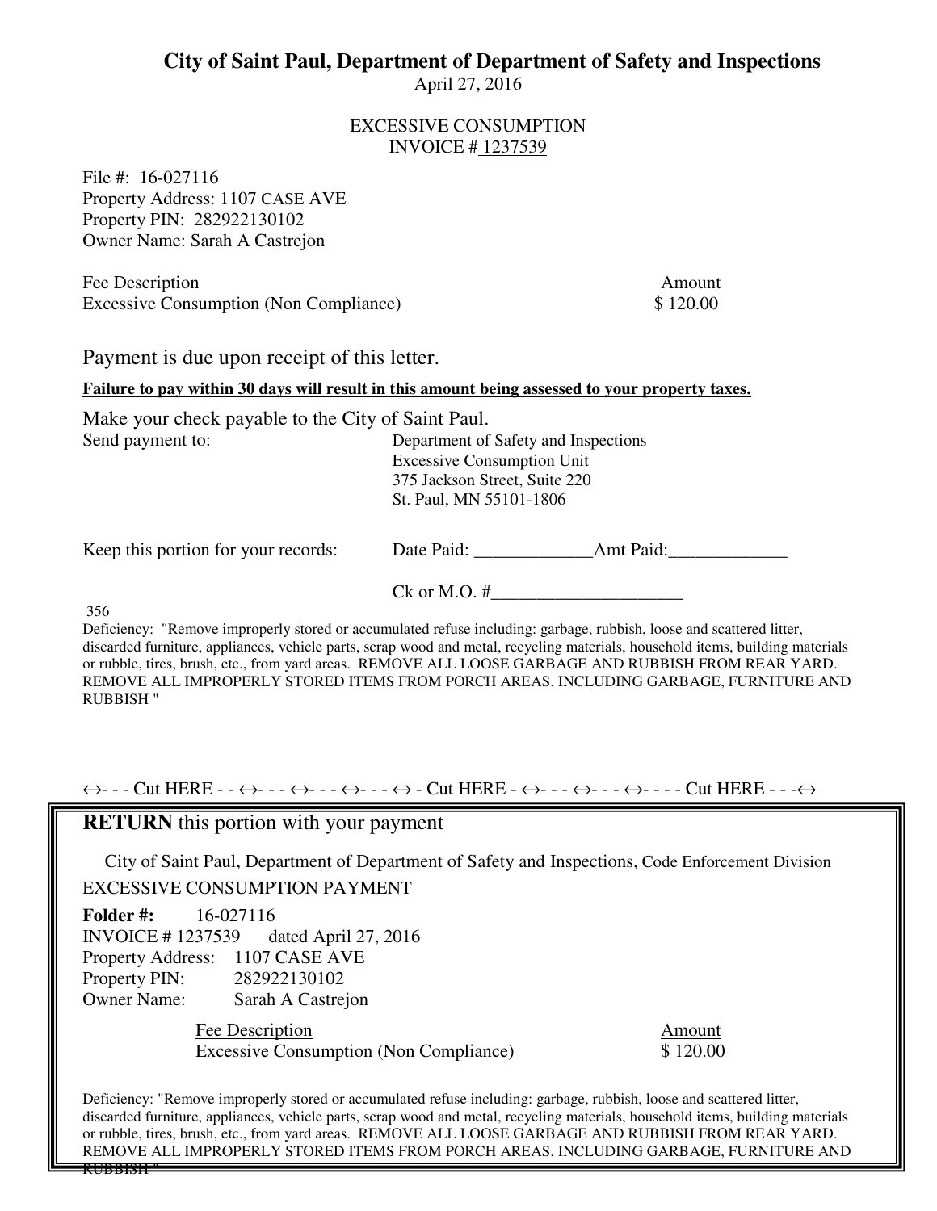**City of Saint Paul, Department of Department of Safety and Inspections**

April 27, 2016

EXCESSIVE CONSUMPTION
INVOICE # 1237539

File #: 16-027116
Property Address: 1107 CASE AVE
Property PIN: 282922130102
Owner Name: Sarah A Castrejon

| Fee Description | Amount |
|---|---|
| Excessive Consumption (Non Compliance) | $ 120.00 |

Payment is due upon receipt of this letter.

**Failure to pay within 30 days will result in this amount being assessed to your property taxes.**

Make your check payable to the City of Saint Paul.

Send payment to:

Department of Safety and Inspections
Excessive Consumption Unit
375 Jackson Street, Suite 220
St. Paul, MN 55101-1806

Keep this portion for your records: Date Paid: _____________ Amt Paid:_____________

Ck or M.O. #_____________________

356

Deficiency: "Remove improperly stored or accumulated refuse including: garbage, rubbish, loose and scattered litter, discarded furniture, appliances, vehicle parts, scrap wood and metal, recycling materials, household items, building materials or rubble, tires, brush, etc., from yard areas. REMOVE ALL LOOSE GARBAGE AND RUBBISH FROM REAR YARD. REMOVE ALL IMPROPERLY STORED ITEMS FROM PORCH AREAS. INCLUDING GARBAGE, FURNITURE AND RUBBISH "

↔- - - Cut HERE - - ↔- - - ↔- - - ↔- - - ↔ - Cut HERE - ↔- - - ↔- - - ↔- - - - Cut HERE - - -↔

**RETURN** this portion with your payment

City of Saint Paul, Department of Department of Safety and Inspections, Code Enforcement Division

EXCESSIVE CONSUMPTION PAYMENT

**Folder #:** 16-027116
INVOICE # 1237539 dated April 27, 2016
Property Address: 1107 CASE AVE
Property PIN: 282922130102
Owner Name: Sarah A Castrejon

| Fee Description | Amount |
|---|---|
| Excessive Consumption (Non Compliance) | $ 120.00 |

Deficiency: "Remove improperly stored or accumulated refuse including: garbage, rubbish, loose and scattered litter, discarded furniture, appliances, vehicle parts, scrap wood and metal, recycling materials, household items, building materials or rubble, tires, brush, etc., from yard areas. REMOVE ALL LOOSE GARBAGE AND RUBBISH FROM REAR YARD. REMOVE ALL IMPROPERLY STORED ITEMS FROM PORCH AREAS. INCLUDING GARBAGE, FURNITURE AND RUBBISH "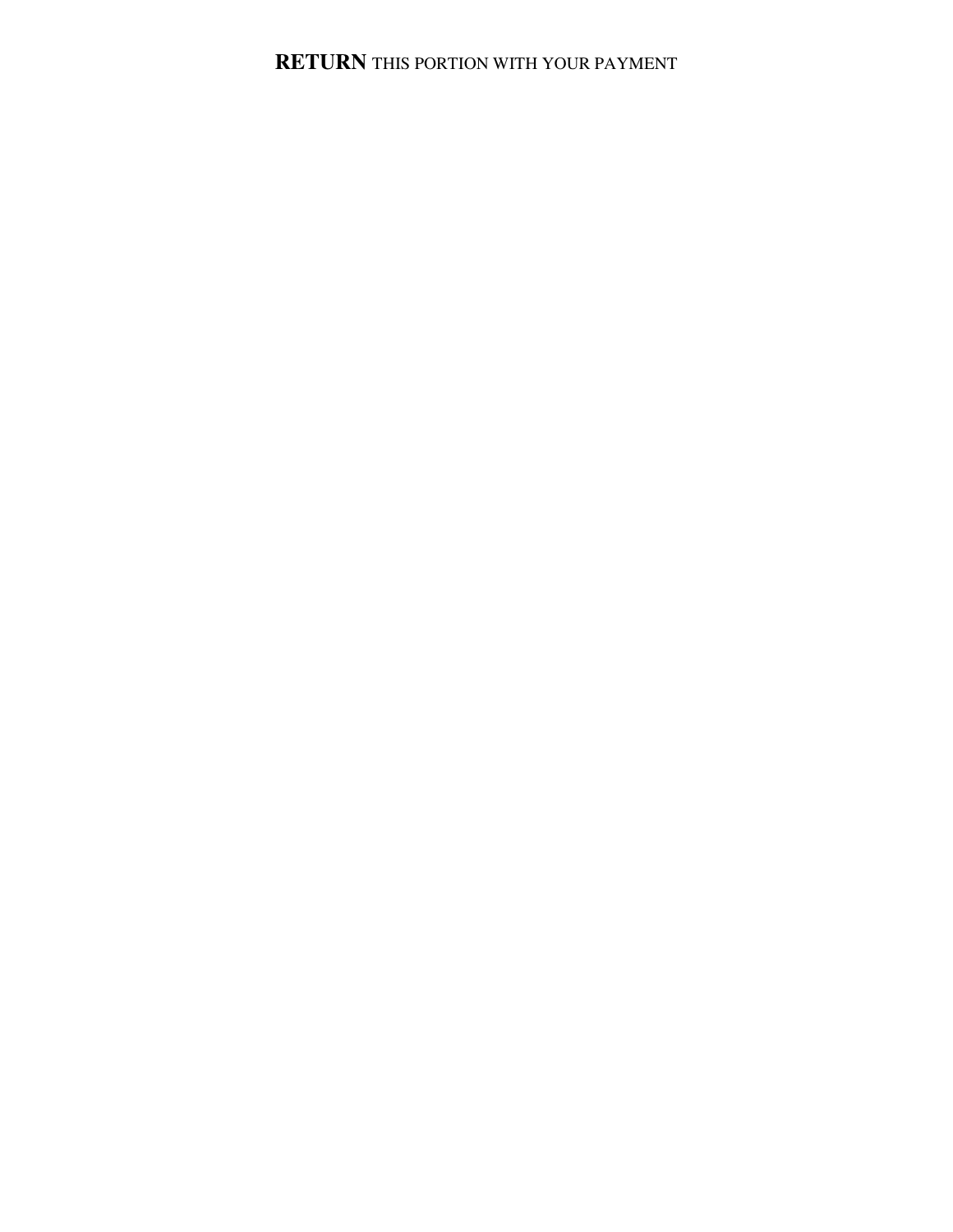**RETURN** THIS PORTION WITH YOUR PAYMENT